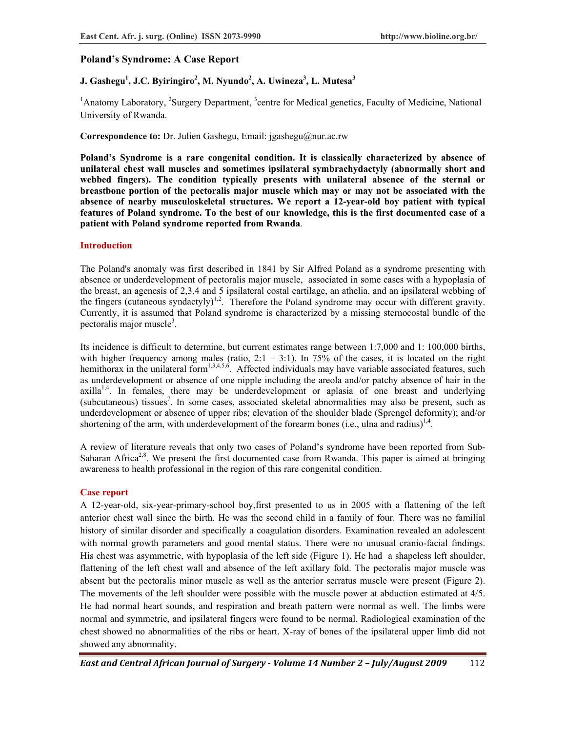# Poland's Syndrome: A Case Report

**J. Gashegu[1], J.C. Byiringiro[2], M. Nyundo[2], A. Uwineza[3], L. Mutesa[3]**

[1]Anatomy Laboratory, [2]Surgery Department, [3]centre for Medical genetics, Faculty of Medicine, National University of Rwanda.

**Correspondence to:** Dr. Julien Gashegu, Email: jgashegu@nur.ac.rw

**Poland's Syndrome is a rare congenital condition. It is classically characterized by absence of unilateral chest wall muscles and sometimes ipsilateral symbrachydactyly (abnormally short and webbed fingers). The condition typically presents with unilateral absence of the sternal or breastbone portion of the pectoralis major muscle which may or may not be associated with the absence of nearby musculoskeletal structures. We report a 12-year-old boy patient with typical features of Poland syndrome. To the best of our knowledge, this is the first documented case of a patient with Poland syndrome reported from Rwanda**.

## Introduction

The Poland's anomaly was first described in 1841 by Sir Alfred Poland as a syndrome presenting with absence or underdevelopment of pectoralis major muscle, associated in some cases with a hypoplasia of the breast, an agenesis of 2,3,4 and 5 ipsilateral costal cartilage, an athelia, and an ipsilateral webbing of the fingers (cutaneous syndactyly)[1,2]. Therefore the Poland syndrome may occur with different gravity. Currently, it is assumed that Poland syndrome is characterized by a missing sternocostal bundle of the pectoralis major muscle[3].

Its incidence is difficult to determine, but current estimates range between 1:7,000 and 1: 100,000 births, with higher frequency among males (ratio, 2:1 – 3:1). In 75% of the cases, it is located on the right hemithorax in the unilateral form[1,3,4,5,6]. Affected individuals may have variable associated features, such as underdevelopment or absence of one nipple including the areola and/or patchy absence of hair in the axilla[1,4]. In females, there may be underdevelopment or aplasia of one breast and underlying (subcutaneous) tissues[7]. In some cases, associated skeletal abnormalities may also be present, such as underdevelopment or absence of upper ribs; elevation of the shoulder blade (Sprengel deformity); and/or shortening of the arm, with underdevelopment of the forearm bones (i.e., ulna and radius)[1,4].

A review of literature reveals that only two cases of Poland's syndrome have been reported from Sub-Saharan Africa[2,8]. We present the first documented case from Rwanda. This paper is aimed at bringing awareness to health professional in the region of this rare congenital condition.

## Case report

A 12-year-old, six-year-primary-school boy,first presented to us in 2005 with a flattening of the left anterior chest wall since the birth. He was the second child in a family of four. There was no familial history of similar disorder and specifically a coagulation disorders. Examination revealed an adolescent with normal growth parameters and good mental status. There were no unusual cranio-facial findings. His chest was asymmetric, with hypoplasia of the left side (Figure 1). He had a shapeless left shoulder, flattening of the left chest wall and absence of the left axillary fold. The pectoralis major muscle was absent but the pectoralis minor muscle as well as the anterior serratus muscle were present (Figure 2). The movements of the left shoulder were possible with the muscle power at abduction estimated at 4/5. He had normal heart sounds, and respiration and breath pattern were normal as well. The limbs were normal and symmetric, and ipsilateral fingers were found to be normal. Radiological examination of the chest showed no abnormalities of the ribs or heart. X-ray of bones of the ipsilateral upper limb did not showed any abnormality.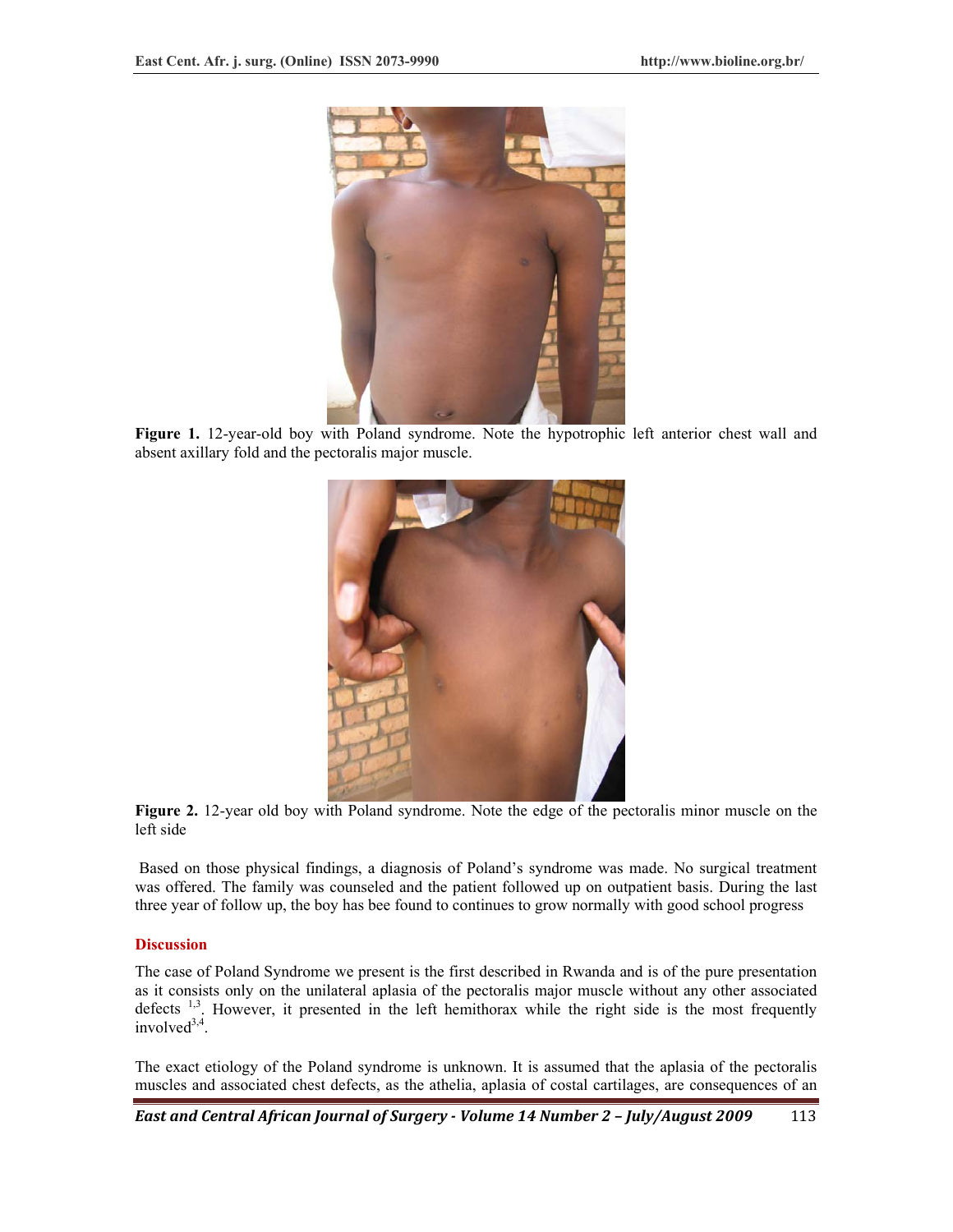Figure 1. 12-year-old boy with Poland syndrome. Note the hypotrophic left anterior chest wall and absent axillary fold and the pectoralis major muscle.

Figure 2. 12-year old boy with Poland syndrome. Note the edge of the pectoralis minor muscle on the left side

Based on those physical findings, a diagnosis of Poland's syndrome was made. No surgical treatment was offered. The family was counseled and the patient followed up on outpatient basis. During the last three year of follow up, the boy has bee found to continues to grow normally with good school progress

## Discussion

The case of Poland Syndrome we present is the first described in Rwanda and is of the pure presentation as it consists only on the unilateral aplasia of the pectoralis major muscle without any other associated defects [1,3]. However, it presented in the left hemithorax while the right side is the most frequently involved[3,4].

The exact etiology of the Poland syndrome is unknown. It is assumed that the aplasia of the pectoralis muscles and associated chest defects, as the athelia, aplasia of costal cartilages, are consequences of an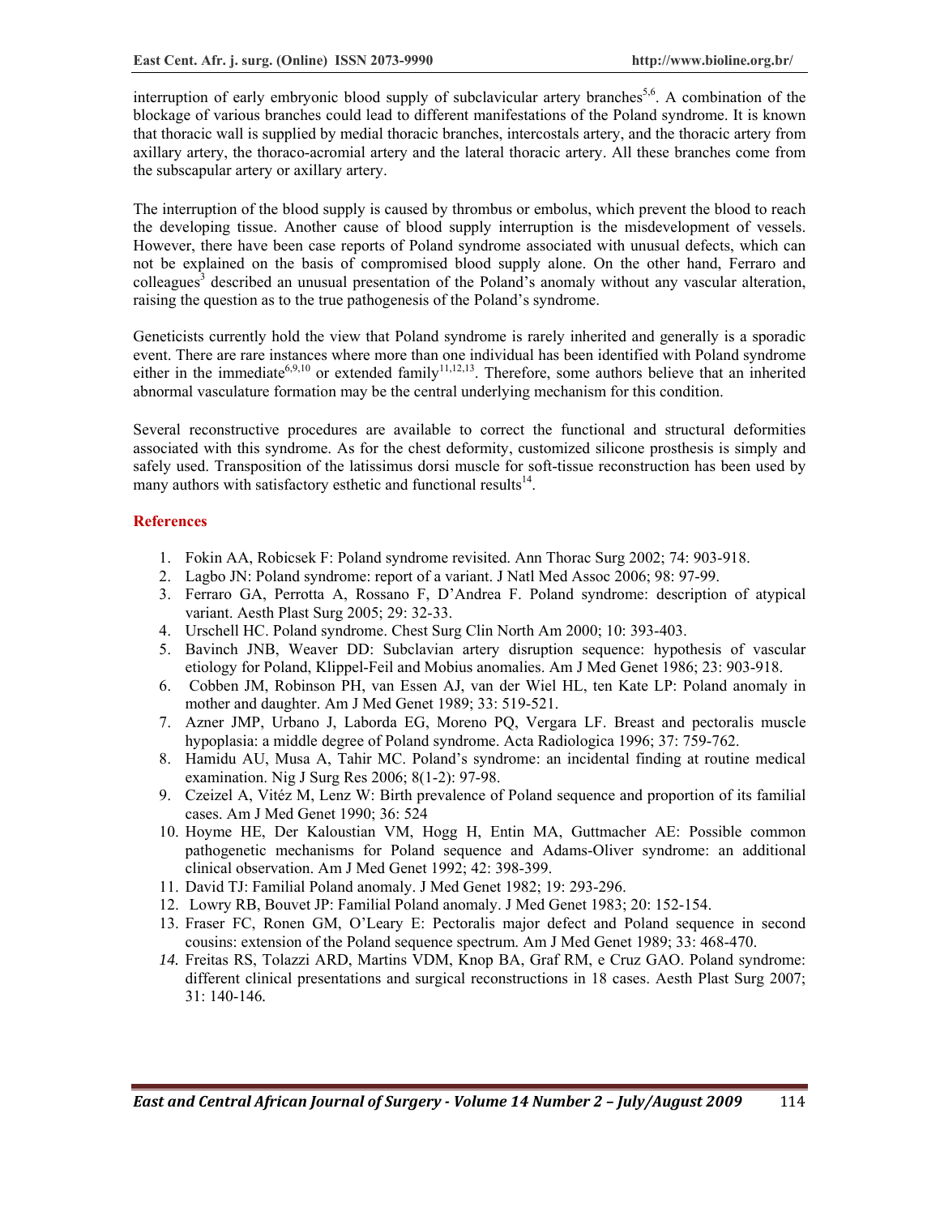interruption of early embryonic blood supply of subclavicular artery branches[5,6]. A combination of the blockage of various branches could lead to different manifestations of the Poland syndrome. It is known that thoracic wall is supplied by medial thoracic branches, intercostals artery, and the thoracic artery from axillary artery, the thoraco-acromial artery and the lateral thoracic artery. All these branches come from the subscapular artery or axillary artery.

The interruption of the blood supply is caused by thrombus or embolus, which prevent the blood to reach the developing tissue. Another cause of blood supply interruption is the misdevelopment of vessels. However, there have been case reports of Poland syndrome associated with unusual defects, which can not be explained on the basis of compromised blood supply alone. On the other hand, Ferraro and colleagues[3] described an unusual presentation of the Poland's anomaly without any vascular alteration, raising the question as to the true pathogenesis of the Poland's syndrome.

Geneticists currently hold the view that Poland syndrome is rarely inherited and generally is a sporadic event. There are rare instances where more than one individual has been identified with Poland syndrome either in the immediate[6,9,10] or extended family[11,12,13]. Therefore, some authors believe that an inherited abnormal vasculature formation may be the central underlying mechanism for this condition.

Several reconstructive procedures are available to correct the functional and structural deformities associated with this syndrome. As for the chest deformity, customized silicone prosthesis is simply and safely used. Transposition of the latissimus dorsi muscle for soft-tissue reconstruction has been used by many authors with satisfactory esthetic and functional results[14].

## References

1. Fokin AA, Robicsek F: Poland syndrome revisited. Ann Thorac Surg 2002; 74: 903-918.
2. Lagbo JN: Poland syndrome: report of a variant. J Natl Med Assoc 2006; 98: 97-99.
3. Ferraro GA, Perrotta A, Rossano F, D'Andrea F. Poland syndrome: description of atypical variant. Aesth Plast Surg 2005; 29: 32-33.
4. Urschell HC. Poland syndrome. Chest Surg Clin North Am 2000; 10: 393-403.
5. Bavinch JNB, Weaver DD: Subclavian artery disruption sequence: hypothesis of vascular etiology for Poland, Klippel-Feil and Mobius anomalies. Am J Med Genet 1986; 23: 903-918.
6. Cobben JM, Robinson PH, van Essen AJ, van der Wiel HL, ten Kate LP: Poland anomaly in mother and daughter. Am J Med Genet 1989; 33: 519-521.
7. Azner JMP, Urbano J, Laborda EG, Moreno PQ, Vergara LF. Breast and pectoralis muscle hypoplasia: a middle degree of Poland syndrome. Acta Radiologica 1996; 37: 759-762.
8. Hamidu AU, Musa A, Tahir MC. Poland's syndrome: an incidental finding at routine medical examination. Nig J Surg Res 2006; 8(1-2): 97-98.
9. Czeizel A, Vitéz M, Lenz W: Birth prevalence of Poland sequence and proportion of its familial cases. Am J Med Genet 1990; 36: 524
10. Hoyme HE, Der Kaloustian VM, Hogg H, Entin MA, Guttmacher AE: Possible common pathogenetic mechanisms for Poland sequence and Adams-Oliver syndrome: an additional clinical observation. Am J Med Genet 1992; 42: 398-399.
11. David TJ: Familial Poland anomaly. J Med Genet 1982; 19: 293-296.
12. Lowry RB, Bouvet JP: Familial Poland anomaly. J Med Genet 1983; 20: 152-154.
13. Fraser FC, Ronen GM, O'Leary E: Pectoralis major defect and Poland sequence in second cousins: extension of the Poland sequence spectrum. Am J Med Genet 1989; 33: 468-470.
14. Freitas RS, Tolazzi ARD, Martins VDM, Knop BA, Graf RM, e Cruz GAO. Poland syndrome: different clinical presentations and surgical reconstructions in 18 cases. Aesth Plast Surg 2007; 31: 140-146.